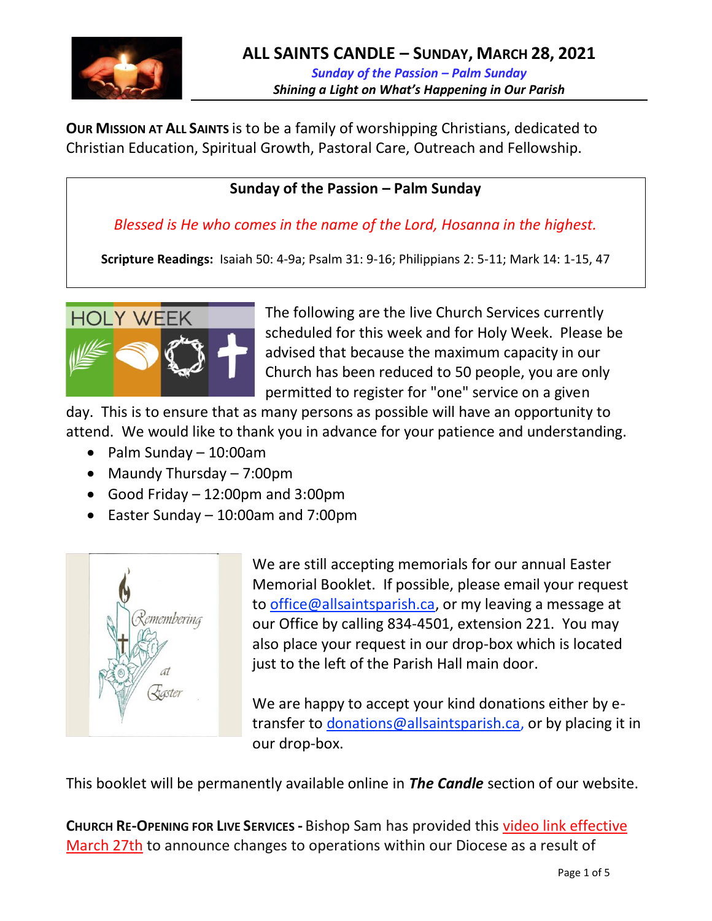# ALL SAINTS CANDLE – SUNDAY, MARCH 28, 2021

*Sunday of the Passion – Palm Sunday*

***Shining a Light on What's Happening in Our Parish***

**OUR MISSION AT ALL SAINTS** is to be a family of worshipping Christians, dedicated to Christian Education, Spiritual Growth, Pastoral Care, Outreach and Fellowship.

**Sunday of the Passion – Palm Sunday**

*Blessed is He who comes in the name of the Lord, Hosanna in the highest.*

**Scripture Readings:** Isaiah 50: 4-9a; Psalm 31: 9-16; Philippians 2: 5-11; Mark 14: 1-15, 47

The following are the live Church Services currently scheduled for this week and for Holy Week. Please be advised that because the maximum capacity in our Church has been reduced to 50 people, you are only permitted to register for "one" service on a given day. This is to ensure that as many persons as possible will have an opportunity to attend. We would like to thank you in advance for your patience and understanding.

- Palm Sunday – 10:00am
- Maundy Thursday – 7:00pm
- Good Friday – 12:00pm and 3:00pm
- Easter Sunday – 10:00am and 7:00pm

We are still accepting memorials for our annual Easter Memorial Booklet. If possible, please email your request to office@allsaintsparish.ca, or my leaving a message at our Office by calling 834-4501, extension 221. You may also place your request in our drop-box which is located just to the left of the Parish Hall main door.

We are happy to accept your kind donations either by e-transfer to donations@allsaintsparish.ca, or by placing it in our drop-box.

This booklet will be permanently available online in ***The Candle*** section of our website.

**CHURCH RE-OPENING FOR LIVE SERVICES -** Bishop Sam has provided this video link effective March 27th to announce changes to operations within our Diocese as a result of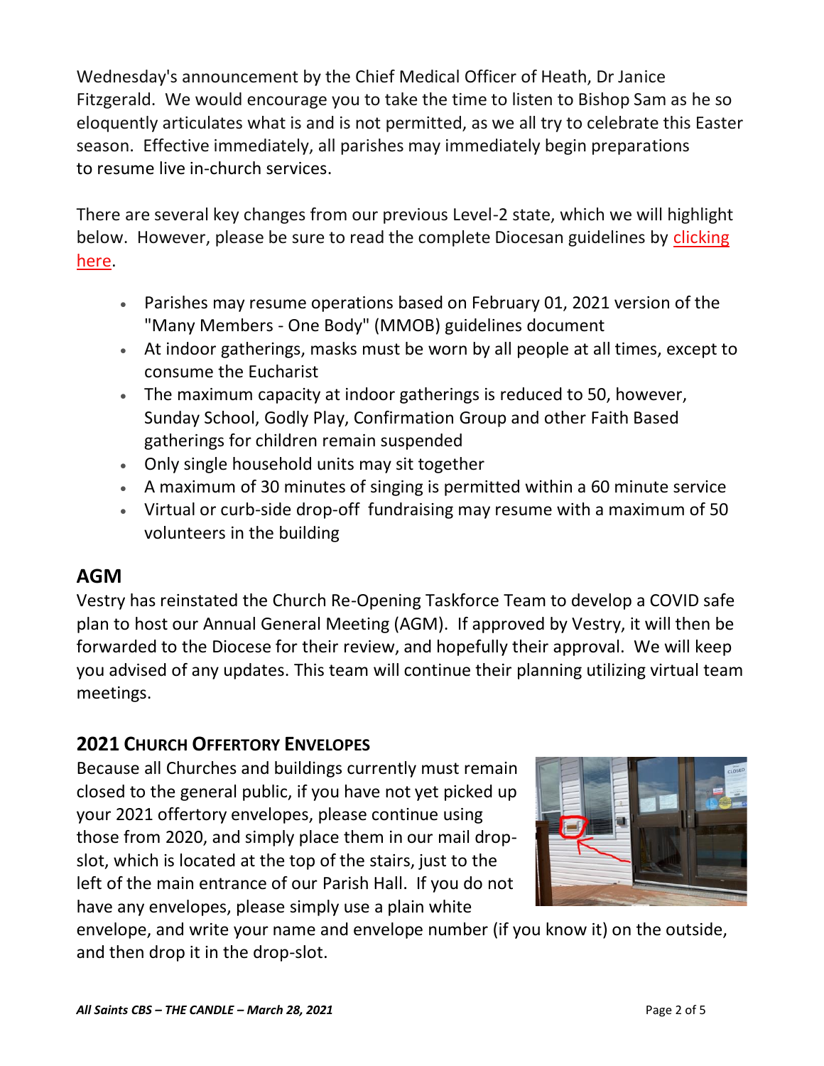Wednesday's announcement by the Chief Medical Officer of Heath, Dr Janice Fitzgerald. We would encourage you to take the time to listen to Bishop Sam as he so eloquently articulates what is and is not permitted, as we all try to celebrate this Easter season. Effective immediately, all parishes may immediately begin preparations to resume live in-church services.

There are several key changes from our previous Level-2 state, which we will highlight below. However, please be sure to read the complete Diocesan guidelines by clicking here.

- Parishes may resume operations based on February 01, 2021 version of the "Many Members - One Body" (MMOB) guidelines document
- At indoor gatherings, masks must be worn by all people at all times, except to consume the Eucharist
- The maximum capacity at indoor gatherings is reduced to 50, however, Sunday School, Godly Play, Confirmation Group and other Faith Based gatherings for children remain suspended
- Only single household units may sit together
- A maximum of 30 minutes of singing is permitted within a 60 minute service
- Virtual or curb-side drop-off fundraising may resume with a maximum of 50 volunteers in the building

## AGM

Vestry has reinstated the Church Re-Opening Taskforce Team to develop a COVID safe plan to host our Annual General Meeting (AGM). If approved by Vestry, it will then be forwarded to the Diocese for their review, and hopefully their approval. We will keep you advised of any updates. This team will continue their planning utilizing virtual team meetings.

## 2021 Church Offertory Envelopes

Because all Churches and buildings currently must remain closed to the general public, if you have not yet picked up your 2021 offertory envelopes, please continue using those from 2020, and simply place them in our mail drop-slot, which is located at the top of the stairs, just to the left of the main entrance of our Parish Hall. If you do not have any envelopes, please simply use a plain white envelope, and write your name and envelope number (if you know it) on the outside, and then drop it in the drop-slot.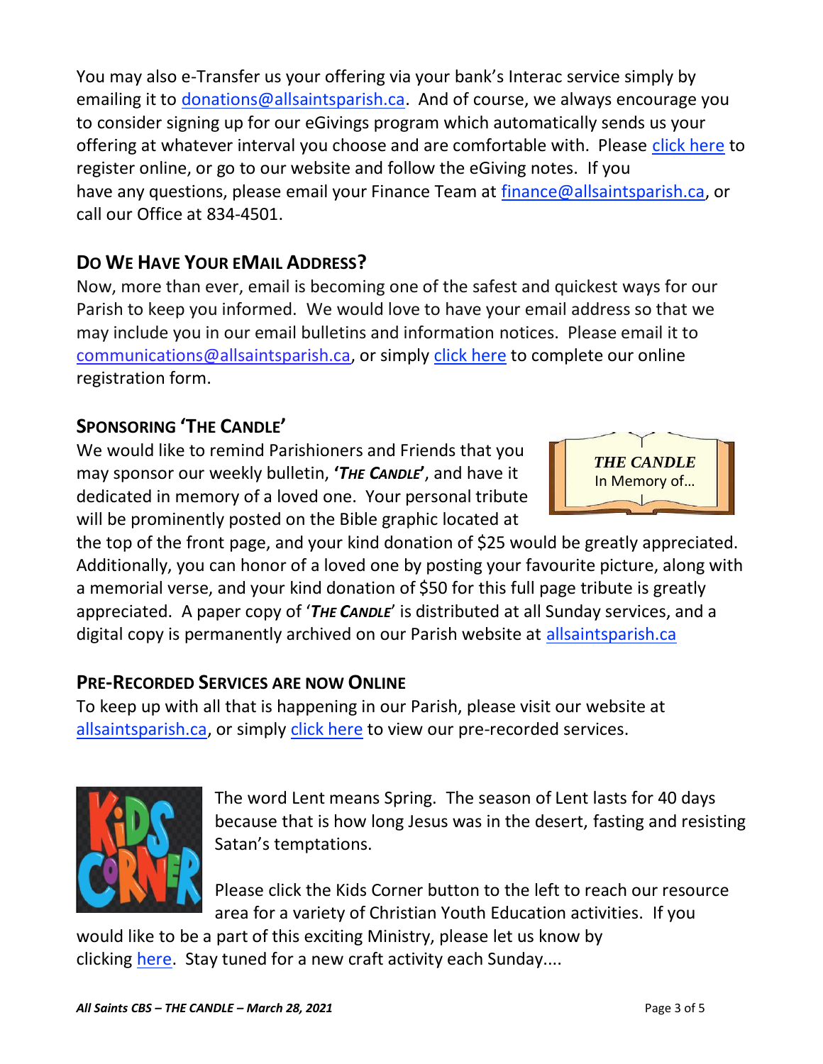You may also e-Transfer us your offering via your bank's Interac service simply by emailing it to donations@allsaintsparish.ca. And of course, we always encourage you to consider signing up for our eGivings program which automatically sends us your offering at whatever interval you choose and are comfortable with. Please click here to register online, or go to our website and follow the eGiving notes. If you have any questions, please email your Finance Team at finance@allsaintsparish.ca, or call our Office at 834-4501.

## Do We Have Your eMail Address?

Now, more than ever, email is becoming one of the safest and quickest ways for our Parish to keep you informed. We would love to have your email address so that we may include you in our email bulletins and information notices. Please email it to communications@allsaintsparish.ca, or simply click here to complete our online registration form.

## Sponsoring 'The Candle'

THE CANDLE
In Memory of...

We would like to remind Parishioners and Friends that you may sponsor our weekly bulletin, **'*The Candle*'**, and have it dedicated in memory of a loved one. Your personal tribute will be prominently posted on the Bible graphic located at the top of the front page, and your kind donation of $25 would be greatly appreciated. Additionally, you can honor of a loved one by posting your favourite picture, along with a memorial verse, and your kind donation of $50 for this full page tribute is greatly appreciated. A paper copy of '***The Candle***' is distributed at all Sunday services, and a digital copy is permanently archived on our Parish website at allsaintsparish.ca

## Pre-Recorded Services are now Online

To keep up with all that is happening in our Parish, please visit our website at allsaintsparish.ca, or simply click here to view our pre-recorded services.

KiDS CORNER

The word Lent means Spring. The season of Lent lasts for 40 days because that is how long Jesus was in the desert, fasting and resisting Satan's temptations.

Please click the Kids Corner button to the left to reach our resource area for a variety of Christian Youth Education activities. If you would like to be a part of this exciting Ministry, please let us know by clicking here. Stay tuned for a new craft activity each Sunday....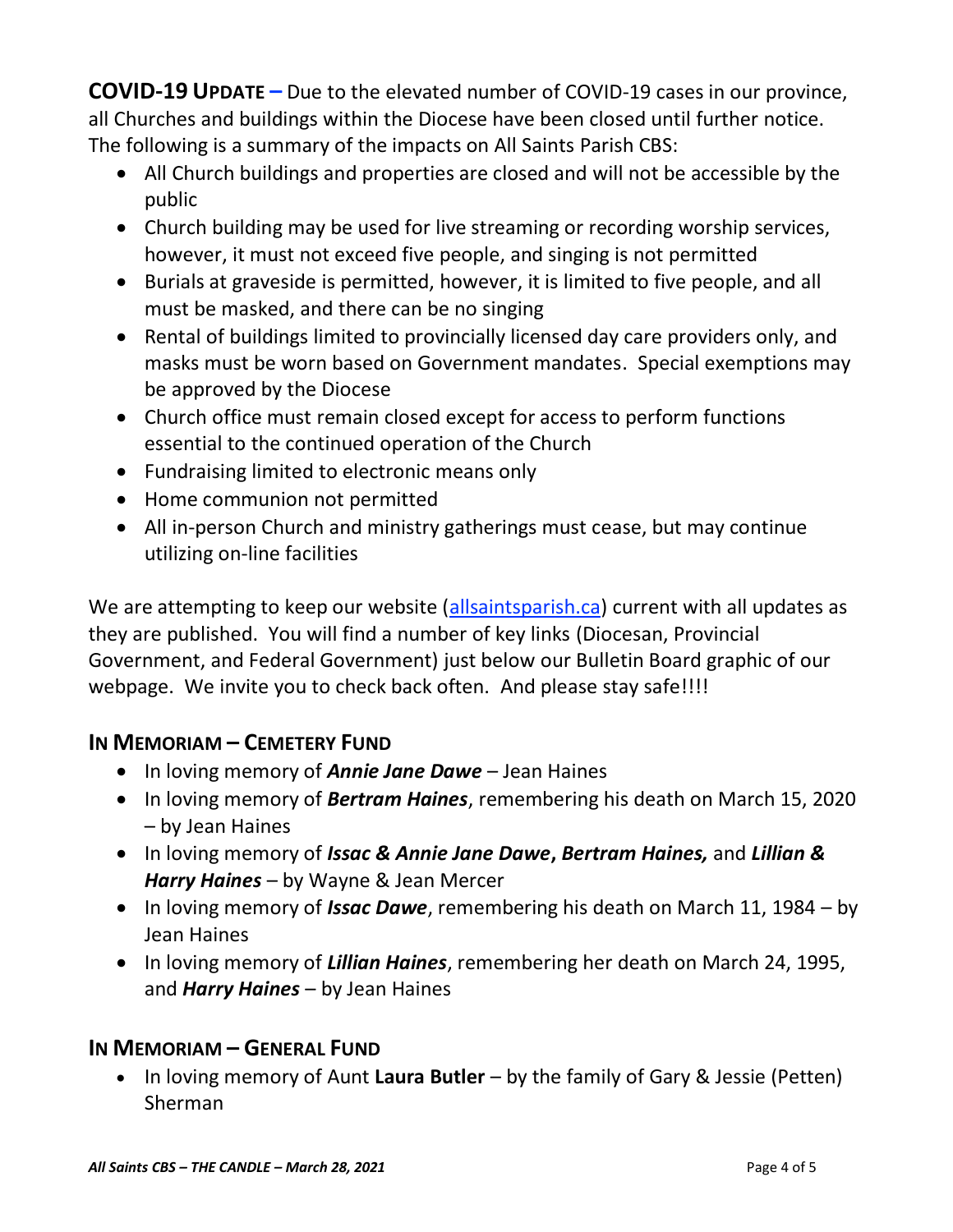**COVID-19 UPDATE –** Due to the elevated number of COVID-19 cases in our province, all Churches and buildings within the Diocese have been closed until further notice. The following is a summary of the impacts on All Saints Parish CBS:

- All Church buildings and properties are closed and will not be accessible by the public
- Church building may be used for live streaming or recording worship services, however, it must not exceed five people, and singing is not permitted
- Burials at graveside is permitted, however, it is limited to five people, and all must be masked, and there can be no singing
- Rental of buildings limited to provincially licensed day care providers only, and masks must be worn based on Government mandates. Special exemptions may be approved by the Diocese
- Church office must remain closed except for access to perform functions essential to the continued operation of the Church
- Fundraising limited to electronic means only
- Home communion not permitted
- All in-person Church and ministry gatherings must cease, but may continue utilizing on-line facilities

We are attempting to keep our website ([allsaintsparish.ca](allsaintsparish.ca)) current with all updates as they are published. You will find a number of key links (Diocesan, Provincial Government, and Federal Government) just below our Bulletin Board graphic of our webpage. We invite you to check back often. And please stay safe!!!!

## IN MEMORIAM – CEMETERY FUND

- In loving memory of ***Annie Jane Dawe*** – Jean Haines
- In loving memory of ***Bertram Haines***, remembering his death on March 15, 2020 – by Jean Haines
- In loving memory of ***Issac & Annie Jane Dawe*****,** ***Bertram Haines,*** and ***Lillian & Harry Haines*** – by Wayne & Jean Mercer
- In loving memory of ***Issac Dawe***, remembering his death on March 11, 1984 – by Jean Haines
- In loving memory of ***Lillian Haines***, remembering her death on March 24, 1995, and ***Harry Haines*** – by Jean Haines

## IN MEMORIAM – GENERAL FUND

- In loving memory of Aunt **Laura Butler** – by the family of Gary & Jessie (Petten) Sherman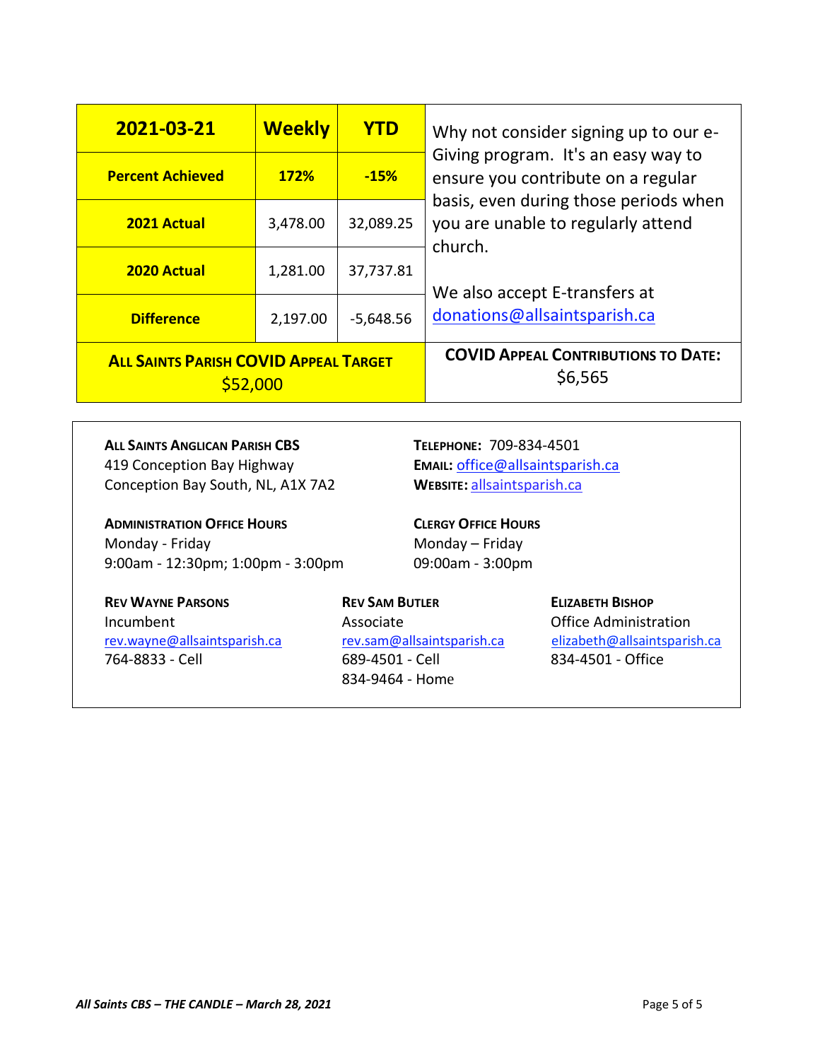| 2021-03-21 | Weekly | YTD |
|---|---|---|
| **Percent Achieved** | **172%** | **-15%** |
| **2021 Actual** | 3,478.00 | 32,089.25 |
| **2020 Actual** | 1,281.00 | 37,737.81 |
| **Difference** | 2,197.00 | -5,648.56 |

Why not consider signing up to our e-Giving program. It's an easy way to ensure you contribute on a regular basis, even during those periods when you are unable to regularly attend church.

We also accept E-transfers at donations@allsaintsparish.ca

**ALL SAINTS PARISH COVID APPEAL TARGET**
$52,000

**COVID APPEAL CONTRIBUTIONS TO DATE:**
$6,565

**ALL SAINTS ANGLICAN PARISH CBS**
419 Conception Bay Highway
Conception Bay South, NL, A1X 7A2

**TELEPHONE:** 709-834-4501
**EMAIL:** office@allsaintsparish.ca
**WEBSITE:** allsaintsparish.ca

**ADMINISTRATION OFFICE HOURS**
Monday - Friday
9:00am - 12:30pm; 1:00pm - 3:00pm

**CLERGY OFFICE HOURS**
Monday – Friday
09:00am - 3:00pm

**REV WAYNE PARSONS**
Incumbent
rev.wayne@allsaintsparish.ca
764-8833 - Cell

**REV SAM BUTLER**
Associate
rev.sam@allsaintsparish.ca
689-4501 - Cell
834-9464 - Home

**ELIZABETH BISHOP**
Office Administration
elizabeth@allsaintsparish.ca
834-4501 - Office